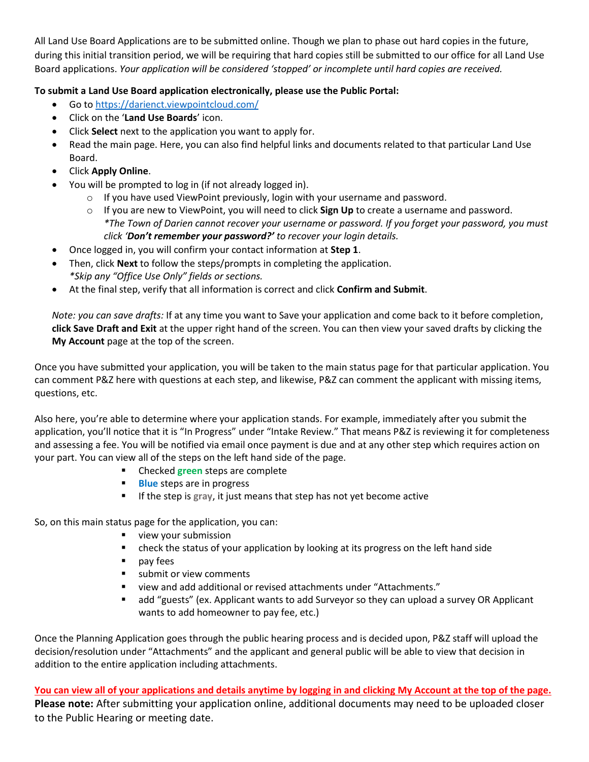All Land Use Board Applications are to be submitted online. Though we plan to phase out hard copies in the future, during this initial transition period, we will be requiring that hard copies still be submitted to our office for all Land Use Board applications. *Your application will be considered 'stopped' or incomplete until hard copies are received.*

**To submit a Land Use Board application electronically, please use the Public Portal:**

- Go to https://darienct.viewpointcloud.com/
- Click on the '**Land Use Boards**' icon.
- Click **Select** next to the application you want to apply for.
- Read the main page. Here, you can also find helpful links and documents related to that particular Land Use Board.
- Click **Apply Online**.
- You will be prompted to log in (if not already logged in).
  - If you have used ViewPoint previously, login with your username and password.
  - If you are new to ViewPoint, you will need to click **Sign Up** to create a username and password. *\*The Town of Darien cannot recover your username or password. If you forget your password, you must click '**Don't remember your password?**' to recover your login details.*
- Once logged in, you will confirm your contact information at **Step 1**.
- Then, click **Next** to follow the steps/prompts in completing the application. *\*Skip any "Office Use Only" fields or sections.*
- At the final step, verify that all information is correct and click **Confirm and Submit**.

*Note: you can save drafts:* If at any time you want to Save your application and come back to it before completion, **click Save Draft and Exit** at the upper right hand of the screen. You can then view your saved drafts by clicking the **My Account** page at the top of the screen.

Once you have submitted your application, you will be taken to the main status page for that particular application. You can comment P&Z here with questions at each step, and likewise, P&Z can comment the applicant with missing items, questions, etc.

Also here, you're able to determine where your application stands. For example, immediately after you submit the application, you'll notice that it is "In Progress" under "Intake Review." That means P&Z is reviewing it for completeness and assessing a fee. You will be notified via email once payment is due and at any other step which requires action on your part. You can view all of the steps on the left hand side of the page.

- Checked **green** steps are complete
- **Blue** steps are in progress
- If the step is **gray**, it just means that step has not yet become active

So, on this main status page for the application, you can:

- view your submission
- check the status of your application by looking at its progress on the left hand side
- pay fees
- submit or view comments
- view and add additional or revised attachments under "Attachments."
- add "guests" (ex. Applicant wants to add Surveyor so they can upload a survey OR Applicant wants to add homeowner to pay fee, etc.)

Once the Planning Application goes through the public hearing process and is decided upon, P&Z staff will upload the decision/resolution under "Attachments" and the applicant and general public will be able to view that decision in addition to the entire application including attachments.

**You can view all of your applications and details anytime by logging in and clicking My Account at the top of the page.**

**Please note:** After submitting your application online, additional documents may need to be uploaded closer to the Public Hearing or meeting date.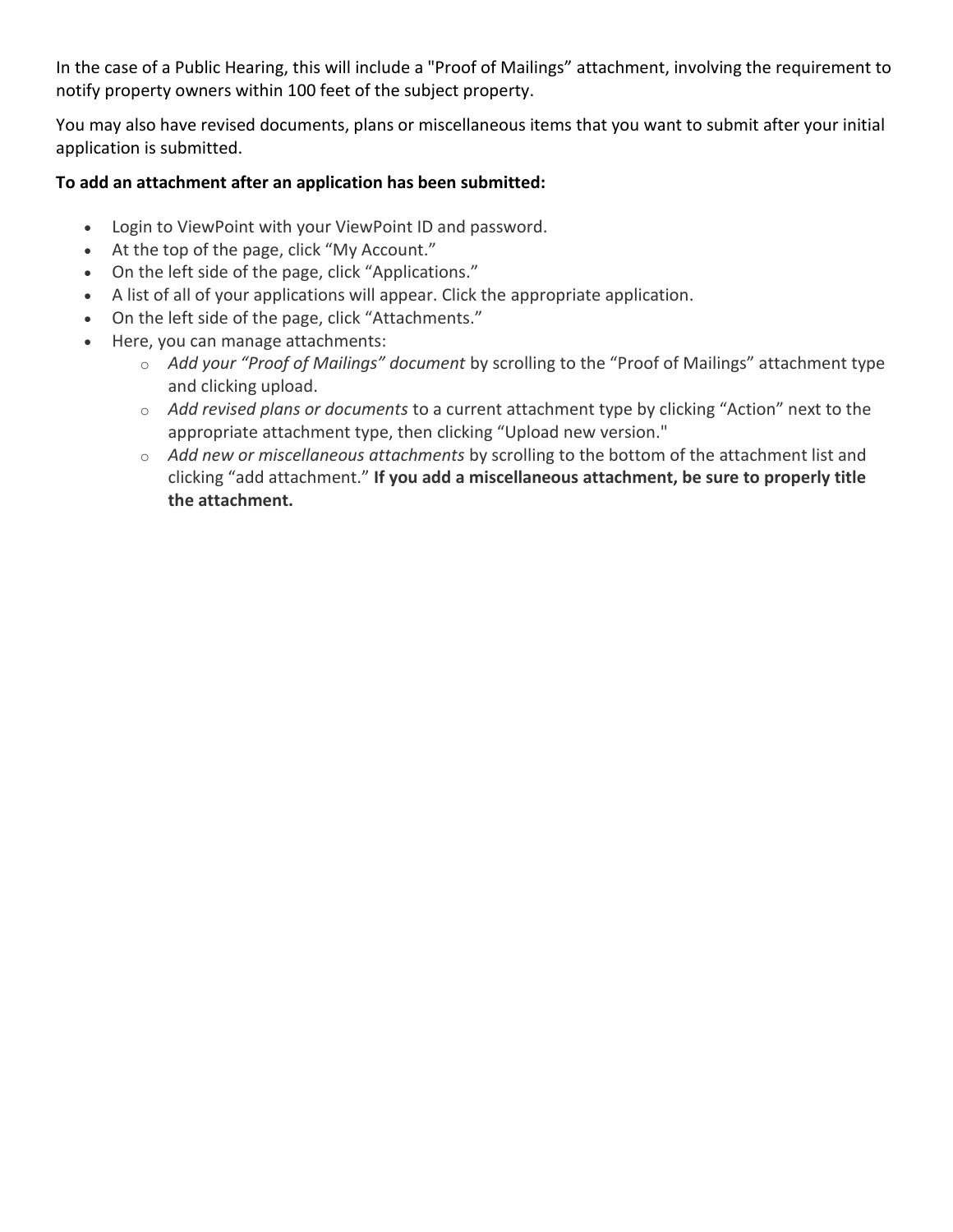In the case of a Public Hearing, this will include a "Proof of Mailings" attachment, involving the requirement to notify property owners within 100 feet of the subject property.

You may also have revised documents, plans or miscellaneous items that you want to submit after your initial application is submitted.

**To add an attachment after an application has been submitted:**

- Login to ViewPoint with your ViewPoint ID and password.
- At the top of the page, click "My Account."
- On the left side of the page, click "Applications."
- A list of all of your applications will appear. Click the appropriate application.
- On the left side of the page, click "Attachments."
- Here, you can manage attachments:
    - *Add your "Proof of Mailings" document* by scrolling to the "Proof of Mailings" attachment type and clicking upload.
    - *Add revised plans or documents* to a current attachment type by clicking "Action" next to the appropriate attachment type, then clicking "Upload new version."
    - *Add new or miscellaneous attachments* by scrolling to the bottom of the attachment list and clicking "add attachment." **If you add a miscellaneous attachment, be sure to properly title the attachment.**